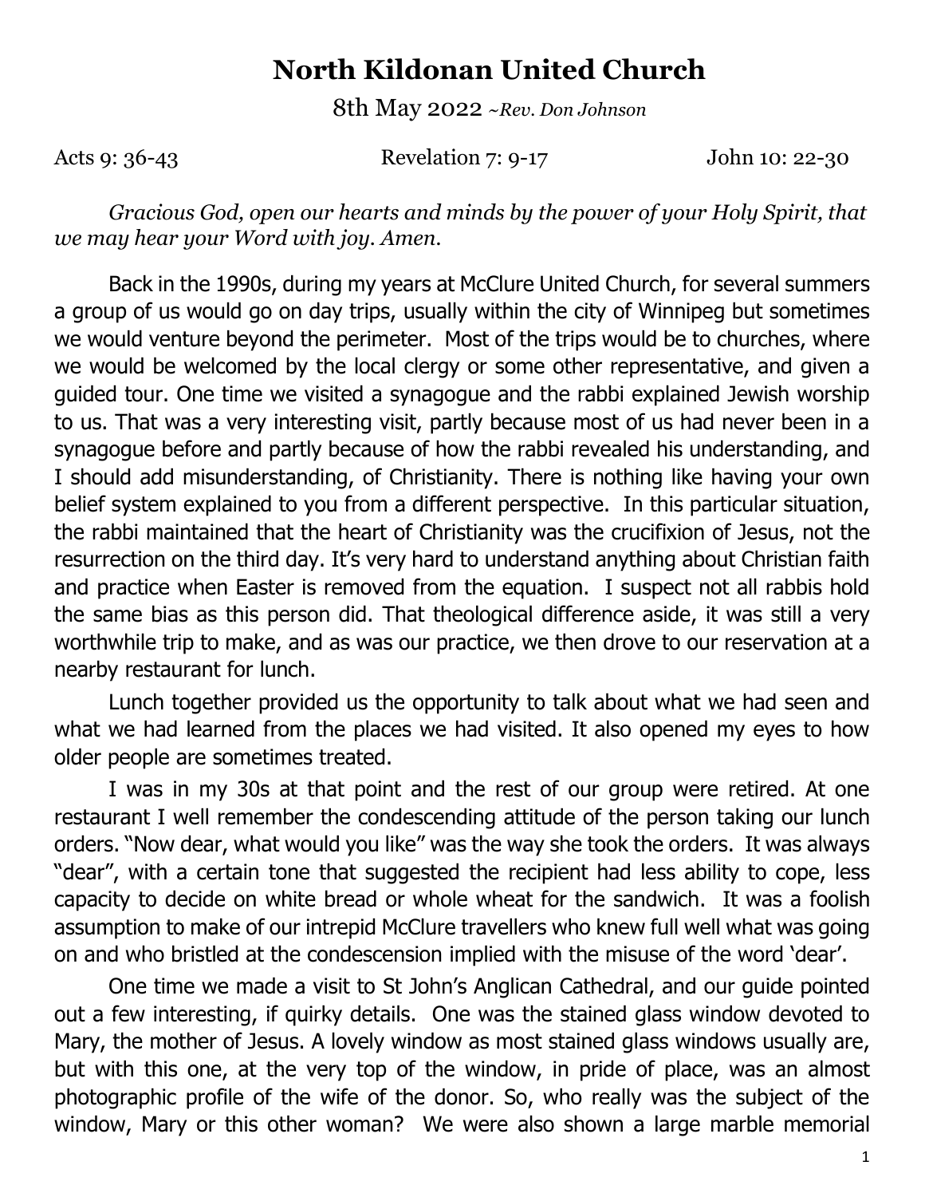# North Kildonan United Church

8th May 2022 *~Rev. Don Johnson*

Acts 9: 36-43 Revelation 7: 9-17 John 10: 22-30

*Gracious God, open our hearts and minds by the power of your Holy Spirit, that we may hear your Word with joy. Amen.*

Back in the 1990s, during my years at McClure United Church, for several summers a group of us would go on day trips, usually within the city of Winnipeg but sometimes we would venture beyond the perimeter. Most of the trips would be to churches, where we would be welcomed by the local clergy or some other representative, and given a guided tour. One time we visited a synagogue and the rabbi explained Jewish worship to us. That was a very interesting visit, partly because most of us had never been in a synagogue before and partly because of how the rabbi revealed his understanding, and I should add misunderstanding, of Christianity. There is nothing like having your own belief system explained to you from a different perspective. In this particular situation, the rabbi maintained that the heart of Christianity was the crucifixion of Jesus, not the resurrection on the third day. It's very hard to understand anything about Christian faith and practice when Easter is removed from the equation. I suspect not all rabbis hold the same bias as this person did. That theological difference aside, it was still a very worthwhile trip to make, and as was our practice, we then drove to our reservation at a nearby restaurant for lunch.

Lunch together provided us the opportunity to talk about what we had seen and what we had learned from the places we had visited. It also opened my eyes to how older people are sometimes treated.

I was in my 30s at that point and the rest of our group were retired. At one restaurant I well remember the condescending attitude of the person taking our lunch orders. "Now dear, what would you like" was the way she took the orders. It was always "dear", with a certain tone that suggested the recipient had less ability to cope, less capacity to decide on white bread or whole wheat for the sandwich. It was a foolish assumption to make of our intrepid McClure travellers who knew full well what was going on and who bristled at the condescension implied with the misuse of the word 'dear'.

One time we made a visit to St John's Anglican Cathedral, and our guide pointed out a few interesting, if quirky details. One was the stained glass window devoted to Mary, the mother of Jesus. A lovely window as most stained glass windows usually are, but with this one, at the very top of the window, in pride of place, was an almost photographic profile of the wife of the donor. So, who really was the subject of the window, Mary or this other woman? We were also shown a large marble memorial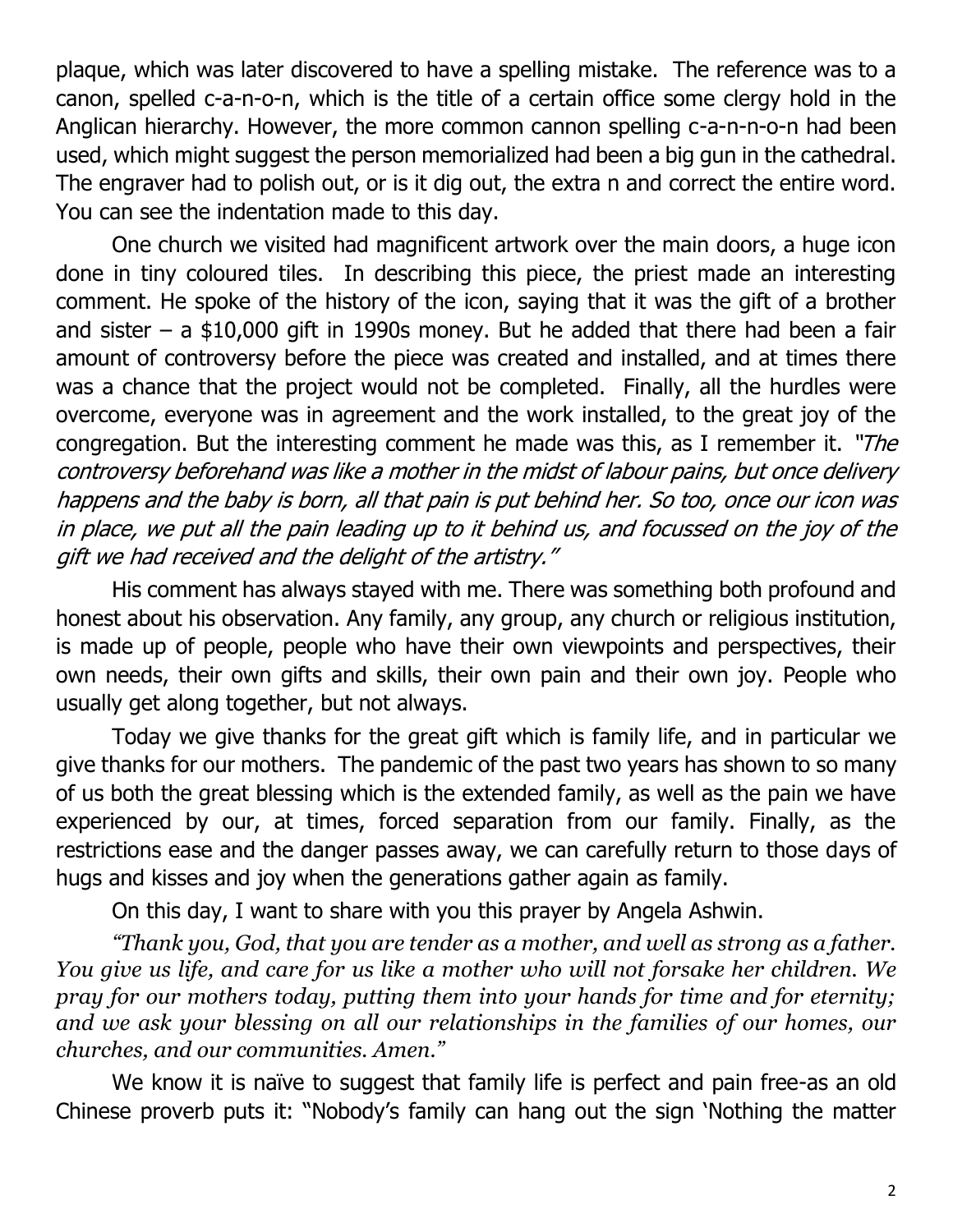plaque, which was later discovered to have a spelling mistake. The reference was to a canon, spelled c-a-n-o-n, which is the title of a certain office some clergy hold in the Anglican hierarchy. However, the more common cannon spelling c-a-n-n-o-n had been used, which might suggest the person memorialized had been a big gun in the cathedral. The engraver had to polish out, or is it dig out, the extra n and correct the entire word. You can see the indentation made to this day.

One church we visited had magnificent artwork over the main doors, a huge icon done in tiny coloured tiles. In describing this piece, the priest made an interesting comment. He spoke of the history of the icon, saying that it was the gift of a brother and sister – a $10,000 gift in 1990s money. But he added that there had been a fair amount of controversy before the piece was created and installed, and at times there was a chance that the project would not be completed. Finally, all the hurdles were overcome, everyone was in agreement and the work installed, to the great joy of the congregation. But the interesting comment he made was this, as I remember it. *"The controversy beforehand was like a mother in the midst of labour pains, but once delivery happens and the baby is born, all that pain is put behind her. So too, once our icon was in place, we put all the pain leading up to it behind us, and focussed on the joy of the gift we had received and the delight of the artistry."*

His comment has always stayed with me. There was something both profound and honest about his observation. Any family, any group, any church or religious institution, is made up of people, people who have their own viewpoints and perspectives, their own needs, their own gifts and skills, their own pain and their own joy. People who usually get along together, but not always.

Today we give thanks for the great gift which is family life, and in particular we give thanks for our mothers. The pandemic of the past two years has shown to so many of us both the great blessing which is the extended family, as well as the pain we have experienced by our, at times, forced separation from our family. Finally, as the restrictions ease and the danger passes away, we can carefully return to those days of hugs and kisses and joy when the generations gather again as family.

On this day, I want to share with you this prayer by Angela Ashwin.

*"Thank you, God, that you are tender as a mother, and well as strong as a father. You give us life, and care for us like a mother who will not forsake her children. We pray for our mothers today, putting them into your hands for time and for eternity; and we ask your blessing on all our relationships in the families of our homes, our churches, and our communities. Amen."*

We know it is naïve to suggest that family life is perfect and pain free-as an old Chinese proverb puts it: "Nobody's family can hang out the sign 'Nothing the matter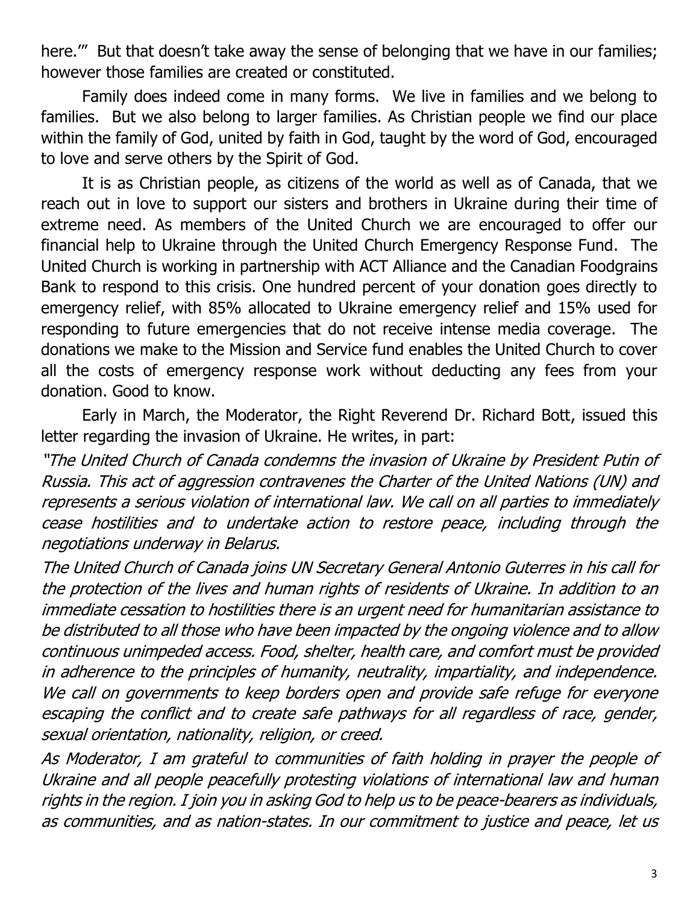here.'" But that doesn't take away the sense of belonging that we have in our families; however those families are created or constituted.

Family does indeed come in many forms. We live in families and we belong to families. But we also belong to larger families. As Christian people we find our place within the family of God, united by faith in God, taught by the word of God, encouraged to love and serve others by the Spirit of God.

It is as Christian people, as citizens of the world as well as of Canada, that we reach out in love to support our sisters and brothers in Ukraine during their time of extreme need. As members of the United Church we are encouraged to offer our financial help to Ukraine through the United Church Emergency Response Fund. The United Church is working in partnership with ACT Alliance and the Canadian Foodgrains Bank to respond to this crisis. One hundred percent of your donation goes directly to emergency relief, with 85% allocated to Ukraine emergency relief and 15% used for responding to future emergencies that do not receive intense media coverage. The donations we make to the Mission and Service fund enables the United Church to cover all the costs of emergency response work without deducting any fees from your donation. Good to know.

Early in March, the Moderator, the Right Reverend Dr. Richard Bott, issued this letter regarding the invasion of Ukraine. He writes, in part:

*"The United Church of Canada condemns the invasion of Ukraine by President Putin of Russia. This act of aggression contravenes the Charter of the United Nations (UN) and represents a serious violation of international law. We call on all parties to immediately cease hostilities and to undertake action to restore peace, including through the negotiations underway in Belarus.*

*The United Church of Canada joins UN Secretary General Antonio Guterres in his call for the protection of the lives and human rights of residents of Ukraine. In addition to an immediate cessation to hostilities there is an urgent need for humanitarian assistance to be distributed to all those who have been impacted by the ongoing violence and to allow continuous unimpeded access. Food, shelter, health care, and comfort must be provided in adherence to the principles of humanity, neutrality, impartiality, and independence. We call on governments to keep borders open and provide safe refuge for everyone escaping the conflict and to create safe pathways for all regardless of race, gender, sexual orientation, nationality, religion, or creed.*

*As Moderator, I am grateful to communities of faith holding in prayer the people of Ukraine and all people peacefully protesting violations of international law and human rights in the region. I join you in asking God to help us to be peace-bearers as individuals, as communities, and as nation-states. In our commitment to justice and peace, let us*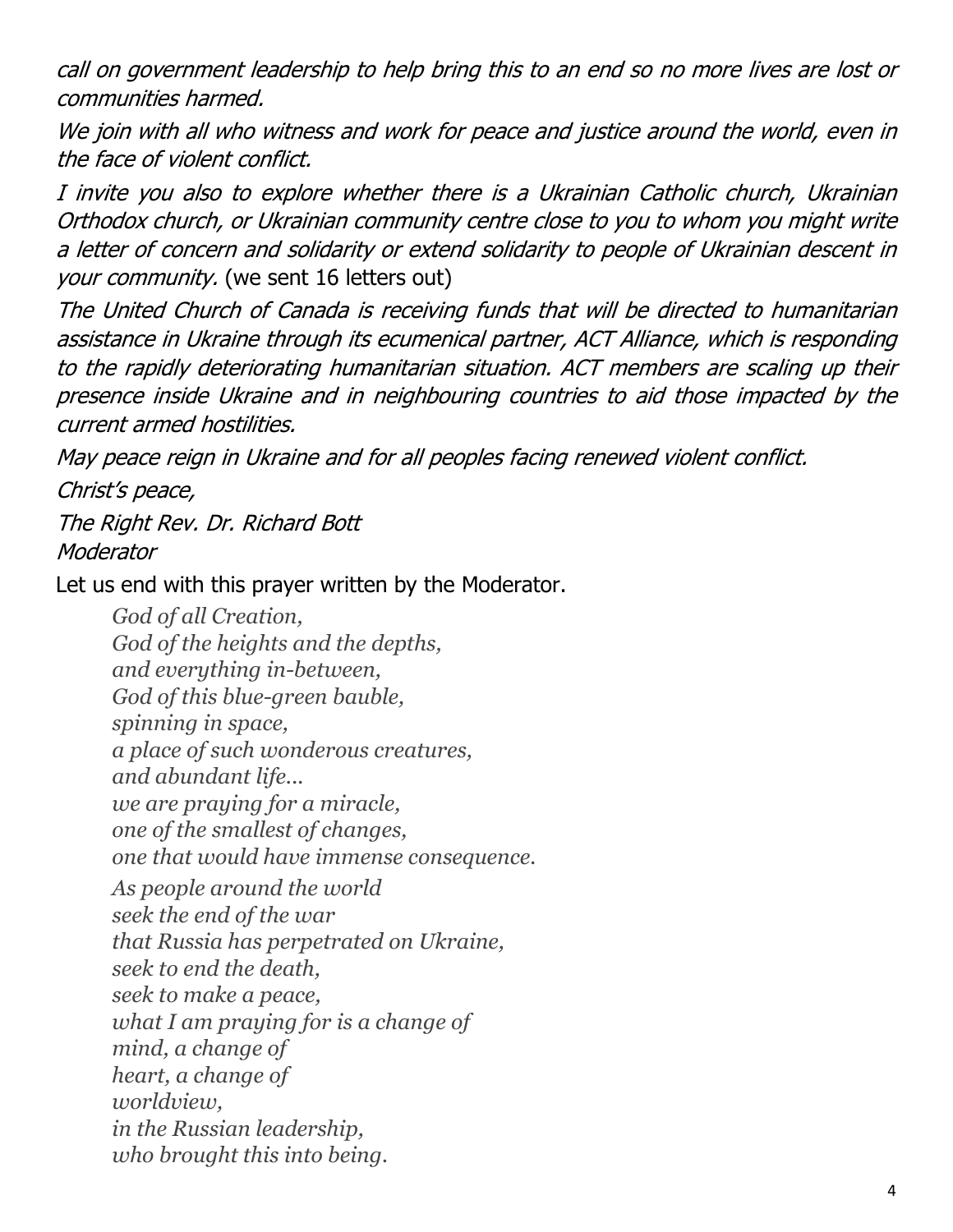*call on government leadership to help bring this to an end so no more lives are lost or communities harmed.*

*We join with all who witness and work for peace and justice around the world, even in the face of violent conflict.*

*I invite you also to explore whether there is a Ukrainian Catholic church, Ukrainian Orthodox church, or Ukrainian community centre close to you to whom you might write a letter of concern and solidarity or extend solidarity to people of Ukrainian descent in your community.* (we sent 16 letters out)

*The United Church of Canada is receiving funds that will be directed to humanitarian assistance in Ukraine through its ecumenical partner, ACT Alliance, which is responding to the rapidly deteriorating humanitarian situation. ACT members are scaling up their presence inside Ukraine and in neighbouring countries to aid those impacted by the current armed hostilities.*

*May peace reign in Ukraine and for all peoples facing renewed violent conflict.*

*Christ's peace,*

*The Right Rev. Dr. Richard Bott*
*Moderator*

Let us end with this prayer written by the Moderator.

> *God of all Creation,*
> *God of the heights and the depths,*
> *and everything in-between,*
> *God of this blue-green bauble,*
> *spinning in space,*
> *a place of such wonderous creatures,*
> *and abundant life...*
> *we are praying for a miracle,*
> *one of the smallest of changes,*
> *one that would have immense consequence.*
>
> *As people around the world*
> *seek the end of the war*
> *that Russia has perpetrated on Ukraine,*
> *seek to end the death,*
> *seek to make a peace,*
> *what I am praying for is a change of*
> *mind, a change of*
> *heart, a change of*
> *worldview,*
> *in the Russian leadership,*
> *who brought this into being.*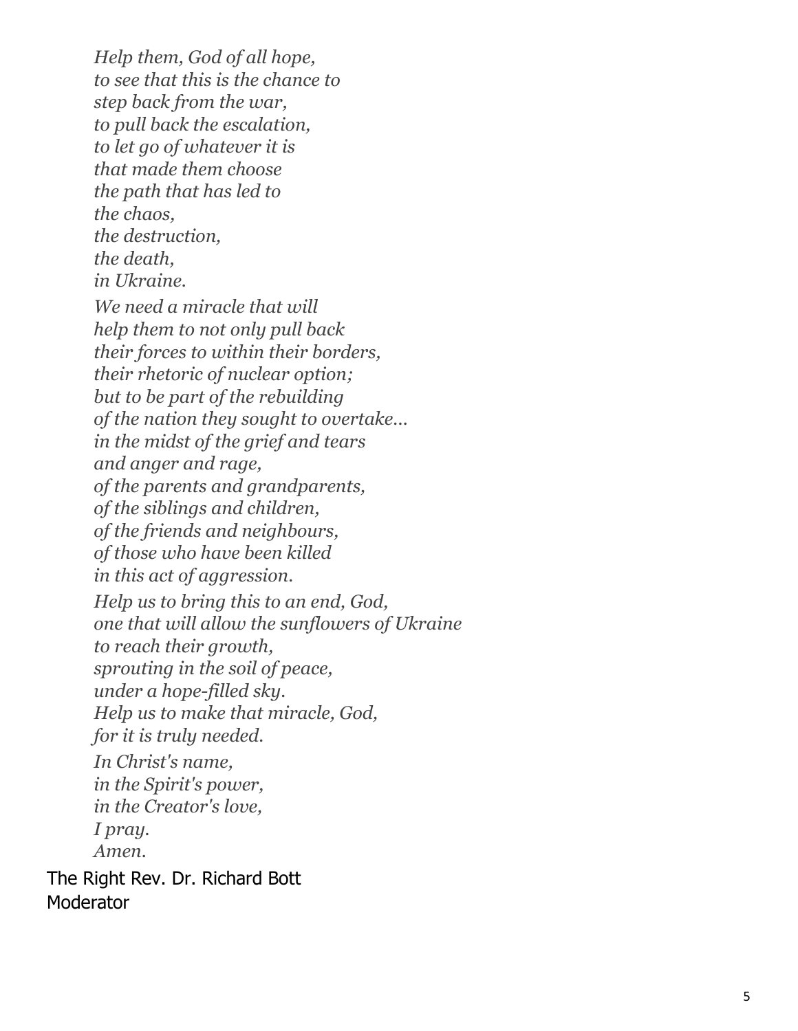*Help them, God of all hope,*
*to see that this is the chance to*
*step back from the war,*
*to pull back the escalation,*
*to let go of whatever it is*
*that made them choose*
*the path that has led to*
*the chaos,*
*the destruction,*
*the death,*
*in Ukraine.*

*We need a miracle that will*
*help them to not only pull back*
*their forces to within their borders,*
*their rhetoric of nuclear option;*
*but to be part of the rebuilding*
*of the nation they sought to overtake...*
*in the midst of the grief and tears*
*and anger and rage,*
*of the parents and grandparents,*
*of the siblings and children,*
*of the friends and neighbours,*
*of those who have been killed*
*in this act of aggression.*

*Help us to bring this to an end, God,*
*one that will allow the sunflowers of Ukraine*
*to reach their growth,*
*sprouting in the soil of peace,*
*under a hope-filled sky.*
*Help us to make that miracle, God,*
*for it is truly needed.*

*In Christ's name,*
*in the Spirit's power,*
*in the Creator's love,*
*I pray.*
*Amen.*

The Right Rev. Dr. Richard Bott
Moderator